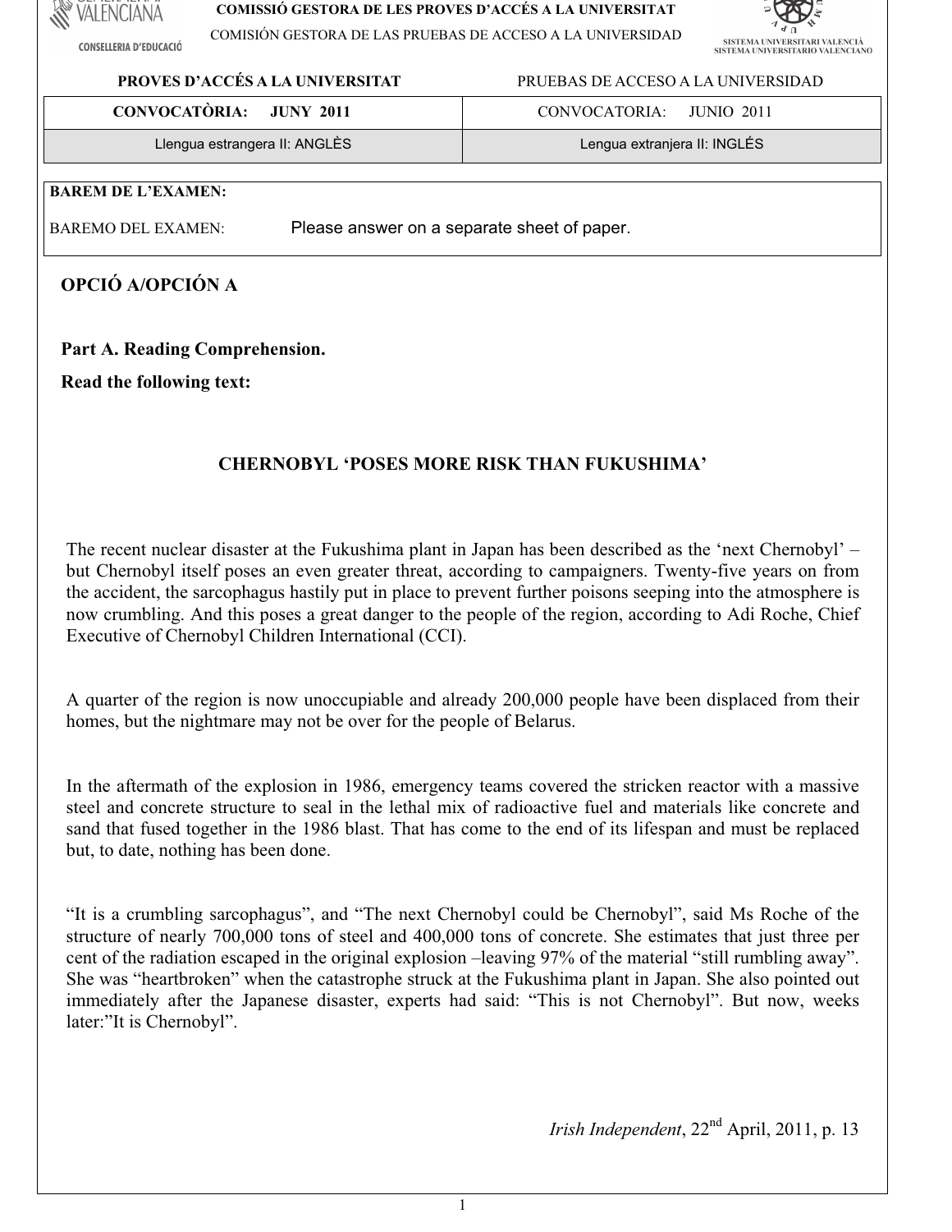COMISSIÓ GESTORA DE LES PROVES D'ACCÉS A LA UNIVERSITAT

COMISIÓN GESTORA DE LAS PRUEBAS DE ACCESO A LA UNIVERSIDAD

| PROVES D'ACCÉS A LA UNIVERSITAT | PRUEBAS DE ACCESO A LA UNIVERSIDAD |
|---|---|
| **CONVOCATÒRIA: JUNY 2011** | CONVOCATORIA: JUNIO 2011 |
| Llengua estrangera II: ANGLÈS | Lengua extranjera II: INGLÉS |

**BAREM DE L'EXAMEN:**

BAREMO DEL EXAMEN: Please answer on a separate sheet of paper.

## OPCIÓ A/OPCIÓN A

### Part A. Reading Comprehension.

**Read the following text:**

### CHERNOBYL 'POSES MORE RISK THAN FUKUSHIMA'

The recent nuclear disaster at the Fukushima plant in Japan has been described as the 'next Chernobyl' – but Chernobyl itself poses an even greater threat, according to campaigners. Twenty-five years on from the accident, the sarcophagus hastily put in place to prevent further poisons seeping into the atmosphere is now crumbling. And this poses a great danger to the people of the region, according to Adi Roche, Chief Executive of Chernobyl Children International (CCI).

A quarter of the region is now unoccupiable and already 200,000 people have been displaced from their homes, but the nightmare may not be over for the people of Belarus.

In the aftermath of the explosion in 1986, emergency teams covered the stricken reactor with a massive steel and concrete structure to seal in the lethal mix of radioactive fuel and materials like concrete and sand that fused together in the 1986 blast. That has come to the end of its lifespan and must be replaced but, to date, nothing has been done.

"It is a crumbling sarcophagus", and "The next Chernobyl could be Chernobyl", said Ms Roche of the structure of nearly 700,000 tons of steel and 400,000 tons of concrete. She estimates that just three per cent of the radiation escaped in the original explosion –leaving 97% of the material "still rumbling away". She was "heartbroken" when the catastrophe struck at the Fukushima plant in Japan. She also pointed out immediately after the Japanese disaster, experts had said: "This is not Chernobyl". But now, weeks later:"It is Chernobyl".

*Irish Independent*, 22nd April, 2011, p. 13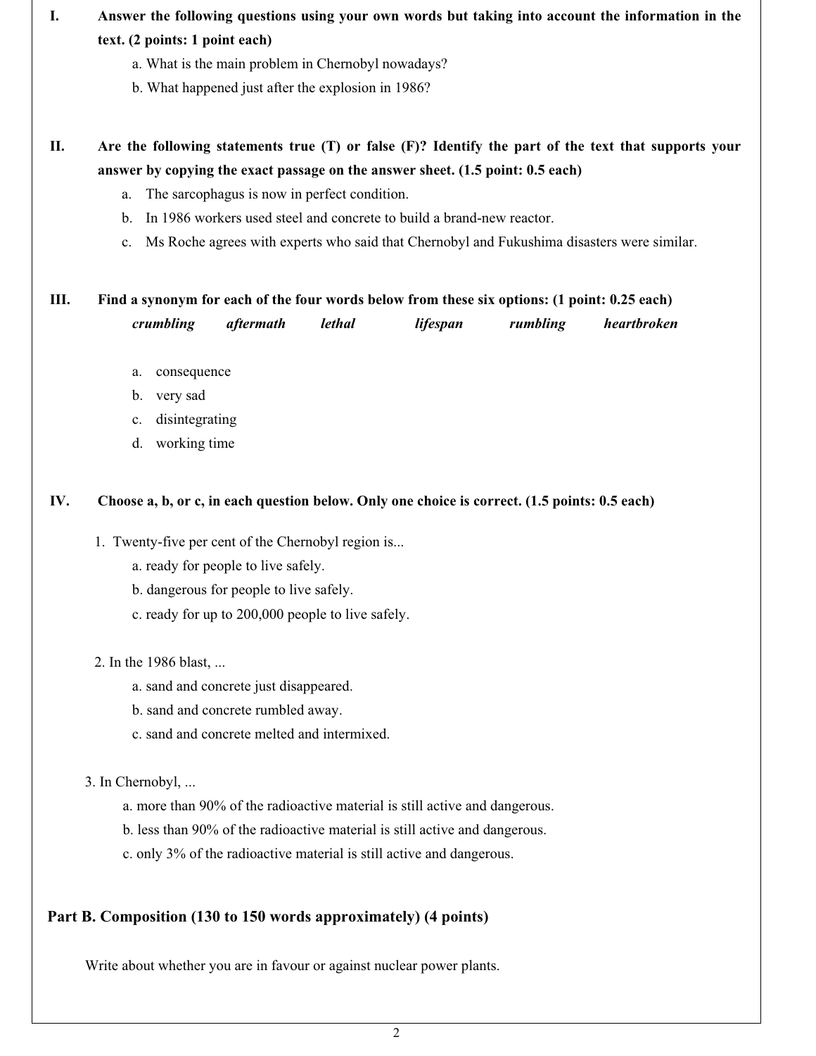**I. Answer the following questions using your own words but taking into account the information in the text. (2 points: 1 point each)**

a. What is the main problem in Chernobyl nowadays?

b. What happened just after the explosion in 1986?

**II. Are the following statements true (T) or false (F)? Identify the part of the text that supports your answer by copying the exact passage on the answer sheet. (1.5 point: 0.5 each)**

a. The sarcophagus is now in perfect condition.

b. In 1986 workers used steel and concrete to build a brand-new reactor.

c. Ms Roche agrees with experts who said that Chernobyl and Fukushima disasters were similar.

**III. Find a synonym for each of the four words below from these six options: (1 point: 0.25 each)**

***crumbling*** ***aftermath*** ***lethal*** ***lifespan*** ***rumbling*** ***heartbroken***

a. consequence

b. very sad

c. disintegrating

d. working time

**IV. Choose a, b, or c, in each question below. Only one choice is correct. (1.5 points: 0.5 each)**

1. Twenty-five per cent of the Chernobyl region is...

   a. ready for people to live safely.

   b. dangerous for people to live safely.

   c. ready for up to 200,000 people to live safely.

2. In the 1986 blast, ...

   a. sand and concrete just disappeared.

   b. sand and concrete rumbled away.

   c. sand and concrete melted and intermixed.

3. In Chernobyl, ...

   a. more than 90% of the radioactive material is still active and dangerous.

   b. less than 90% of the radioactive material is still active and dangerous.

   c. only 3% of the radioactive material is still active and dangerous.

## Part B. Composition (130 to 150 words approximately) (4 points)

Write about whether you are in favour or against nuclear power plants.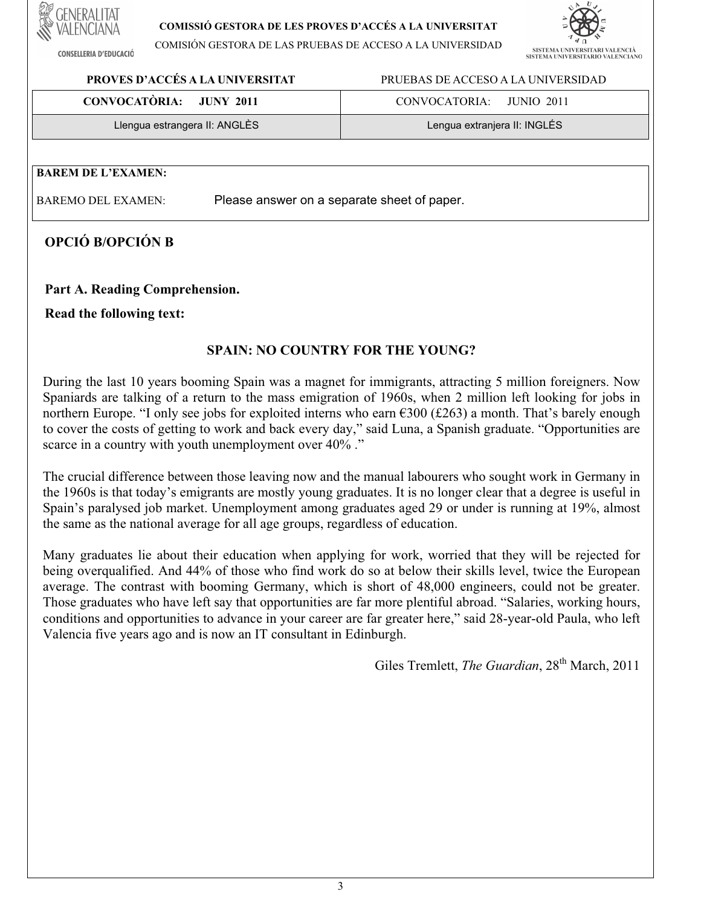**COMISSIÓ GESTORA DE LES PROVES D'ACCÉS A LA UNIVERSITAT**

COMISIÓN GESTORA DE LAS PRUEBAS DE ACCESO A LA UNIVERSIDAD

| **PROVES D'ACCÉS A LA UNIVERSITAT** | PRUEBAS DE ACCESO A LA UNIVERSIDAD |
| --- | --- |
| **CONVOCATÒRIA: JUNY 2011** | CONVOCATORIA: JUNIO 2011 |
| Llengua estrangera II: ANGLÈS | Lengua extranjera II: INGLÉS |

**BAREM DE L'EXAMEN:**

BAREMO DEL EXAMEN: Please answer on a separate sheet of paper.

## OPCIÓ B/OPCIÓN B

### Part A. Reading Comprehension.

**Read the following text:**

### SPAIN: NO COUNTRY FOR THE YOUNG?

During the last 10 years booming Spain was a magnet for immigrants, attracting 5 million foreigners. Now Spaniards are talking of a return to the mass emigration of 1960s, when 2 million left looking for jobs in northern Europe. "I only see jobs for exploited interns who earn €300 (£263) a month. That's barely enough to cover the costs of getting to work and back every day," said Luna, a Spanish graduate. "Opportunities are scarce in a country with youth unemployment over 40% ."

The crucial difference between those leaving now and the manual labourers who sought work in Germany in the 1960s is that today's emigrants are mostly young graduates. It is no longer clear that a degree is useful in Spain's paralysed job market. Unemployment among graduates aged 29 or under is running at 19%, almost the same as the national average for all age groups, regardless of education.

Many graduates lie about their education when applying for work, worried that they will be rejected for being overqualified. And 44% of those who find work do so at below their skills level, twice the European average. The contrast with booming Germany, which is short of 48,000 engineers, could not be greater. Those graduates who have left say that opportunities are far more plentiful abroad. "Salaries, working hours, conditions and opportunities to advance in your career are far greater here," said 28-year-old Paula, who left Valencia five years ago and is now an IT consultant in Edinburgh.

Giles Tremlett, *The Guardian*, 28th March, 2011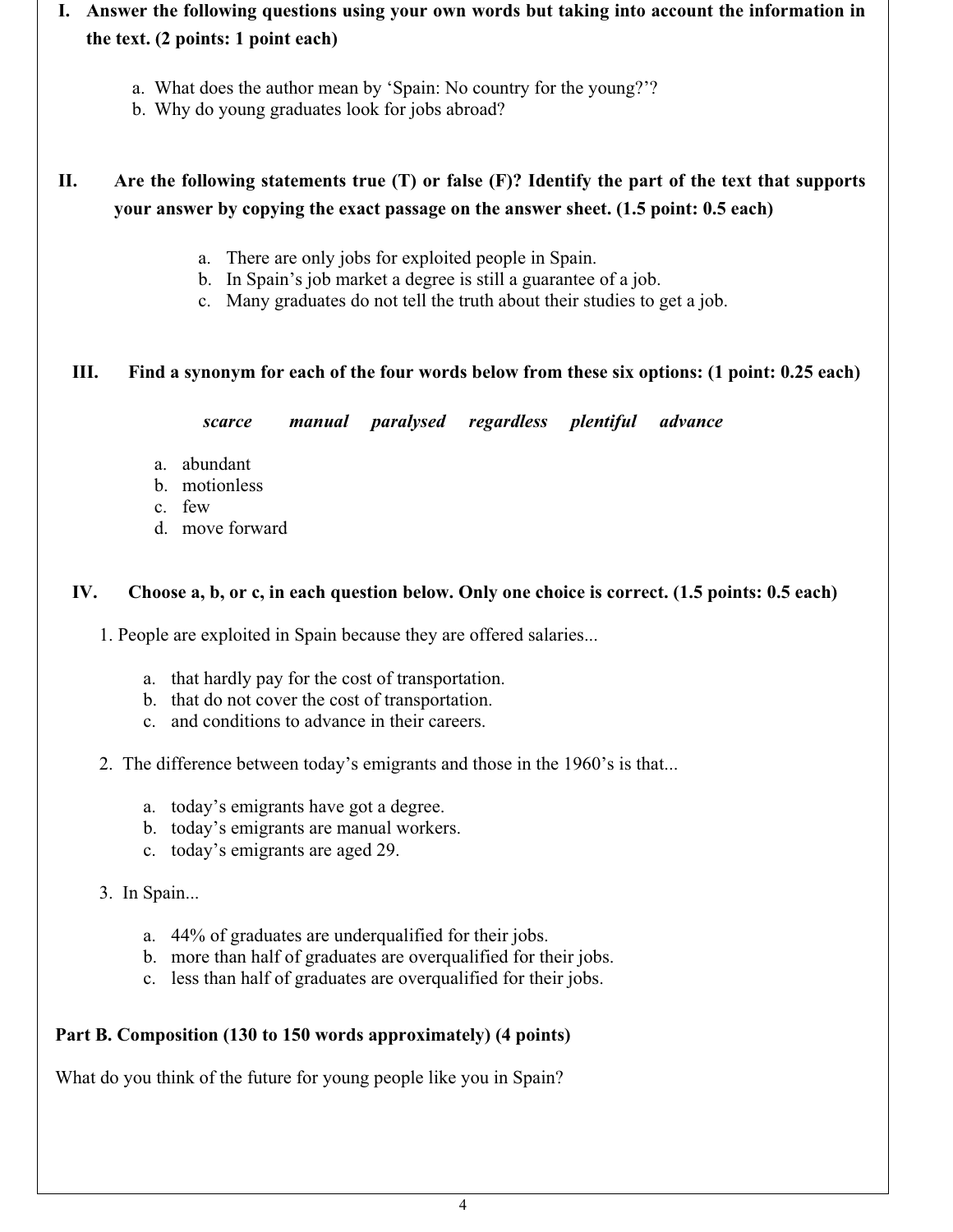**I. Answer the following questions using your own words but taking into account the information in the text. (2 points: 1 point each)**

a. What does the author mean by 'Spain: No country for the young?'?
b. Why do young graduates look for jobs abroad?

**II. Are the following statements true (T) or false (F)? Identify the part of the text that supports your answer by copying the exact passage on the answer sheet. (1.5 point: 0.5 each)**

a. There are only jobs for exploited people in Spain.
b. In Spain's job market a degree is still a guarantee of a job.
c. Many graduates do not tell the truth about their studies to get a job.

**III. Find a synonym for each of the four words below from these six options: (1 point: 0.25 each)**

***scarce manual paralysed regardless plentiful advance***

a. abundant
b. motionless
c. few
d. move forward

**IV. Choose a, b, or c, in each question below. Only one choice is correct. (1.5 points: 0.5 each)**

1. People are exploited in Spain because they are offered salaries...

   a. that hardly pay for the cost of transportation.
   b. that do not cover the cost of transportation.
   c. and conditions to advance in their careers.

2. The difference between today's emigrants and those in the 1960's is that...

   a. today's emigrants have got a degree.
   b. today's emigrants are manual workers.
   c. today's emigrants are aged 29.

3. In Spain...

   a. 44% of graduates are underqualified for their jobs.
   b. more than half of graduates are overqualified for their jobs.
   c. less than half of graduates are overqualified for their jobs.

**Part B. Composition (130 to 150 words approximately) (4 points)**

What do you think of the future for young people like you in Spain?